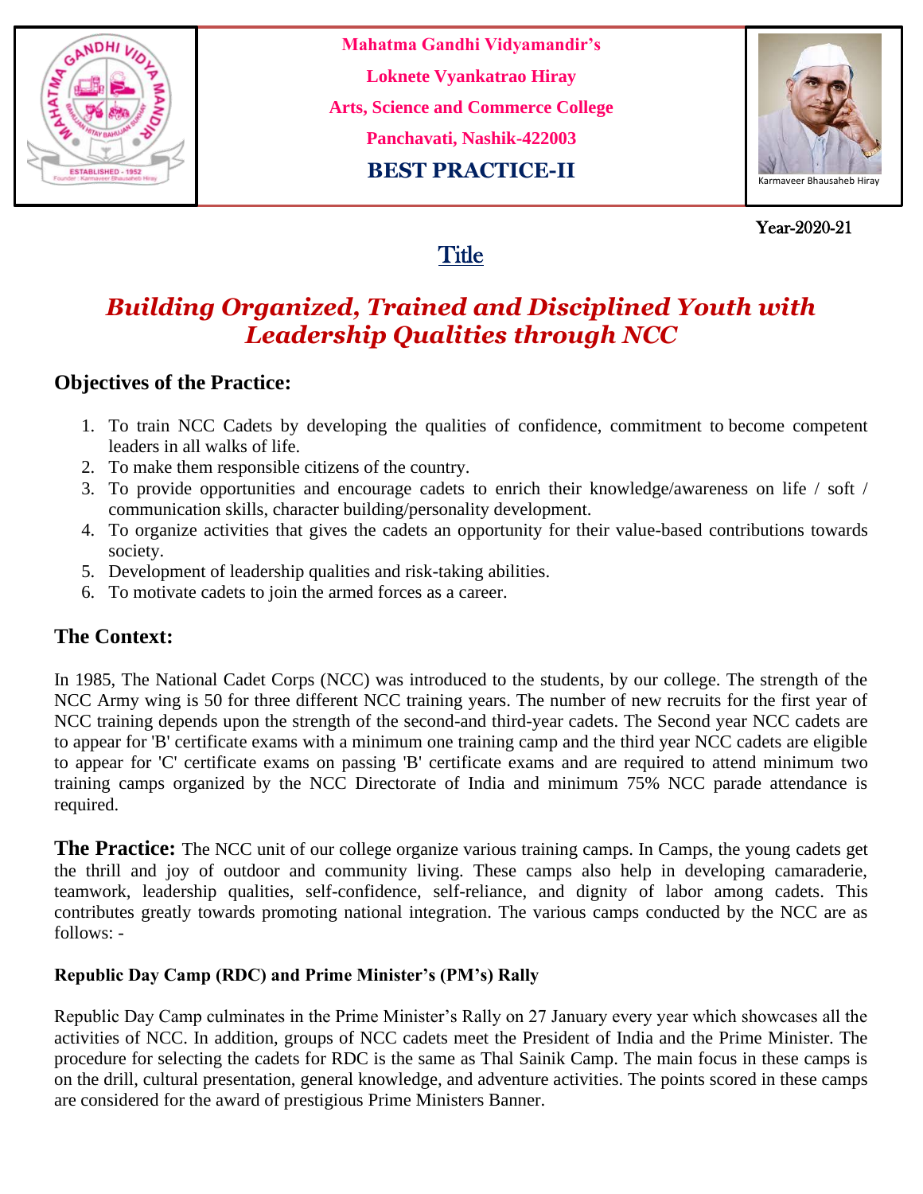Mahatma Gandhi Vidyamandir's

Loknete Vyankatrao Hiray

Arts, Science and Commerce College

Panchavati, Nashik-422003

**BEST PRACTICE-II**

Karmaveer Bhausaheb Hiray

Year-2020-21

# Title

## *Building Organized, Trained and Disciplined Youth with Leadership Qualities through NCC*

### Objectives of the Practice:

1. To train NCC Cadets by developing the qualities of confidence, commitment to become competent leaders in all walks of life.
2. To make them responsible citizens of the country.
3. To provide opportunities and encourage cadets to enrich their knowledge/awareness on life / soft / communication skills, character building/personality development.
4. To organize activities that gives the cadets an opportunity for their value-based contributions towards society.
5. Development of leadership qualities and risk-taking abilities.
6. To motivate cadets to join the armed forces as a career.

### The Context:

In 1985, The National Cadet Corps (NCC) was introduced to the students, by our college. The strength of the NCC Army wing is 50 for three different NCC training years. The number of new recruits for the first year of NCC training depends upon the strength of the second-and third-year cadets. The Second year NCC cadets are to appear for 'B' certificate exams with a minimum one training camp and the third year NCC cadets are eligible to appear for 'C' certificate exams on passing 'B' certificate exams and are required to attend minimum two training camps organized by the NCC Directorate of India and minimum 75% NCC parade attendance is required.

**The Practice:** The NCC unit of our college organize various training camps. In Camps, the young cadets get the thrill and joy of outdoor and community living. These camps also help in developing camaraderie, teamwork, leadership qualities, self-confidence, self-reliance, and dignity of labor among cadets. This contributes greatly towards promoting national integration. The various camps conducted by the NCC are as follows: -

#### Republic Day Camp (RDC) and Prime Minister's (PM's) Rally

Republic Day Camp culminates in the Prime Minister's Rally on 27 January every year which showcases all the activities of NCC. In addition, groups of NCC cadets meet the President of India and the Prime Minister. The procedure for selecting the cadets for RDC is the same as Thal Sainik Camp. The main focus in these camps is on the drill, cultural presentation, general knowledge, and adventure activities. The points scored in these camps are considered for the award of prestigious Prime Ministers Banner.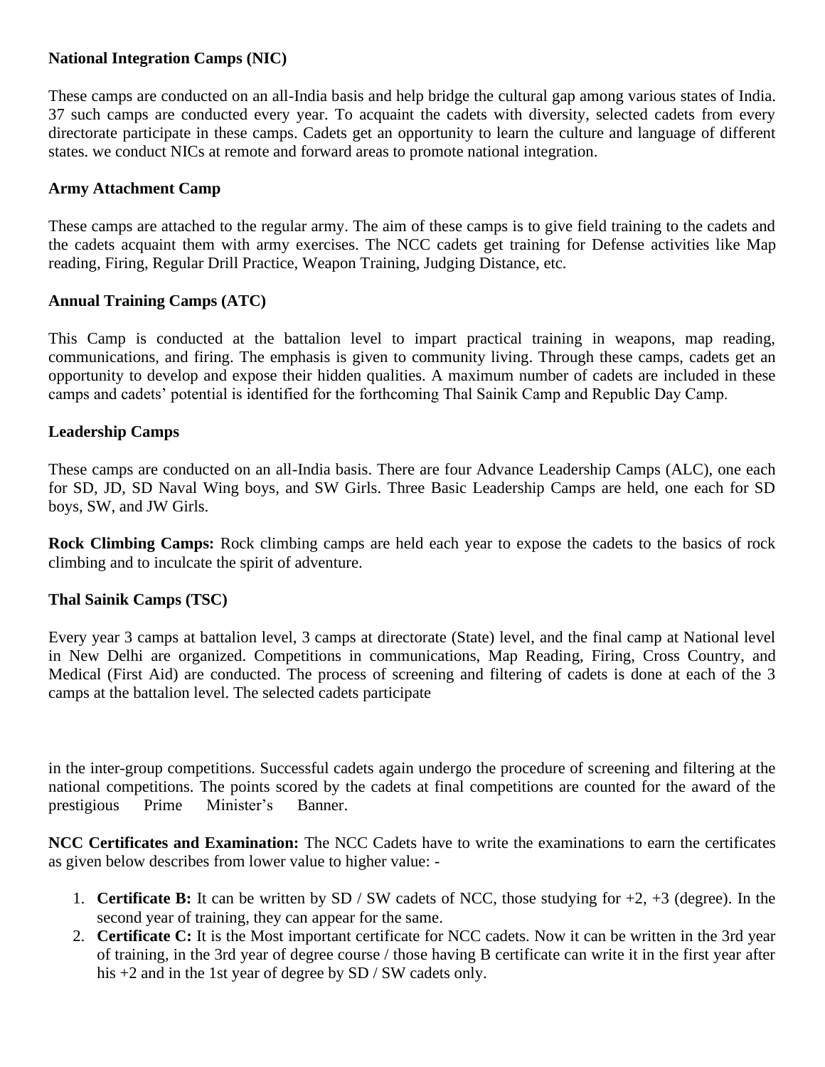**National Integration Camps (NIC)**

These camps are conducted on an all-India basis and help bridge the cultural gap among various states of India. 37 such camps are conducted every year. To acquaint the cadets with diversity, selected cadets from every directorate participate in these camps. Cadets get an opportunity to learn the culture and language of different states. we conduct NICs at remote and forward areas to promote national integration.

**Army Attachment Camp**

These camps are attached to the regular army. The aim of these camps is to give field training to the cadets and the cadets acquaint them with army exercises. The NCC cadets get training for Defense activities like Map reading, Firing, Regular Drill Practice, Weapon Training, Judging Distance, etc.

**Annual Training Camps (ATC)**

This Camp is conducted at the battalion level to impart practical training in weapons, map reading, communications, and firing. The emphasis is given to community living. Through these camps, cadets get an opportunity to develop and expose their hidden qualities. A maximum number of cadets are included in these camps and cadets' potential is identified for the forthcoming Thal Sainik Camp and Republic Day Camp.

**Leadership Camps**

These camps are conducted on an all-India basis. There are four Advance Leadership Camps (ALC), one each for SD, JD, SD Naval Wing boys, and SW Girls. Three Basic Leadership Camps are held, one each for SD boys, SW, and JW Girls.

**Rock Climbing Camps:** Rock climbing camps are held each year to expose the cadets to the basics of rock climbing and to inculcate the spirit of adventure.

**Thal Sainik Camps (TSC)**

Every year 3 camps at battalion level, 3 camps at directorate (State) level, and the final camp at National level in New Delhi are organized. Competitions in communications, Map Reading, Firing, Cross Country, and Medical (First Aid) are conducted. The process of screening and filtering of cadets is done at each of the 3 camps at the battalion level. The selected cadets participate in the inter-group competitions. Successful cadets again undergo the procedure of screening and filtering at the national competitions. The points scored by the cadets at final competitions are counted for the award of the prestigious Prime Minister's Banner.

**NCC Certificates and Examination:** The NCC Cadets have to write the examinations to earn the certificates as given below describes from lower value to higher value: -

1. **Certificate B:** It can be written by SD / SW cadets of NCC, those studying for +2, +3 (degree). In the second year of training, they can appear for the same.
2. **Certificate C:** It is the Most important certificate for NCC cadets. Now it can be written in the 3rd year of training, in the 3rd year of degree course / those having B certificate can write it in the first year after his +2 and in the 1st year of degree by SD / SW cadets only.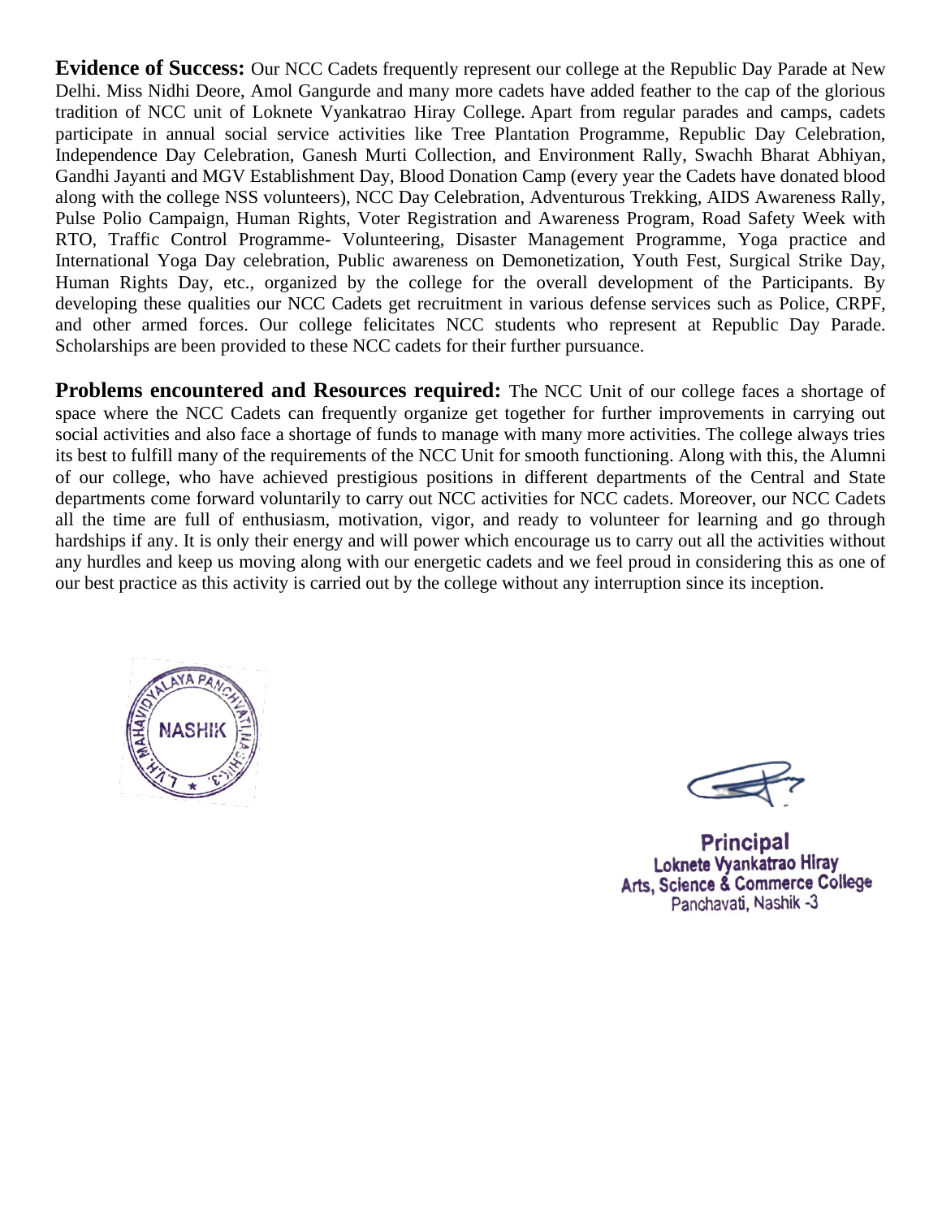**Evidence of Success:** Our NCC Cadets frequently represent our college at the Republic Day Parade at New Delhi. Miss Nidhi Deore, Amol Gangurde and many more cadets have added feather to the cap of the glorious tradition of NCC unit of Loknete Vyankatrao Hiray College. Apart from regular parades and camps, cadets participate in annual social service activities like Tree Plantation Programme, Republic Day Celebration, Independence Day Celebration, Ganesh Murti Collection, and Environment Rally, Swachh Bharat Abhiyan, Gandhi Jayanti and MGV Establishment Day, Blood Donation Camp (every year the Cadets have donated blood along with the college NSS volunteers), NCC Day Celebration, Adventurous Trekking, AIDS Awareness Rally, Pulse Polio Campaign, Human Rights, Voter Registration and Awareness Program, Road Safety Week with RTO, Traffic Control Programme- Volunteering, Disaster Management Programme, Yoga practice and International Yoga Day celebration, Public awareness on Demonetization, Youth Fest, Surgical Strike Day, Human Rights Day, etc., organized by the college for the overall development of the Participants. By developing these qualities our NCC Cadets get recruitment in various defense services such as Police, CRPF, and other armed forces. Our college felicitates NCC students who represent at Republic Day Parade. Scholarships are been provided to these NCC cadets for their further pursuance.

**Problems encountered and Resources required:** The NCC Unit of our college faces a shortage of space where the NCC Cadets can frequently organize get together for further improvements in carrying out social activities and also face a shortage of funds to manage with many more activities. The college always tries its best to fulfill many of the requirements of the NCC Unit for smooth functioning. Along with this, the Alumni of our college, who have achieved prestigious positions in different departments of the Central and State departments come forward voluntarily to carry out NCC activities for NCC cadets. Moreover, our NCC Cadets all the time are full of enthusiasm, motivation, vigor, and ready to volunteer for learning and go through hardships if any. It is only their energy and will power which encourage us to carry out all the activities without any hurdles and keep us moving along with our energetic cadets and we feel proud in considering this as one of our best practice as this activity is carried out by the college without any interruption since its inception.

L.V.H. MAHAVIDYALAYA PANCHVATI NASHIK-3
NASHIK

**Principal**
Loknete Vyankatrao Hiray
Arts, Science & Commerce College
Panchavati, Nashik -3